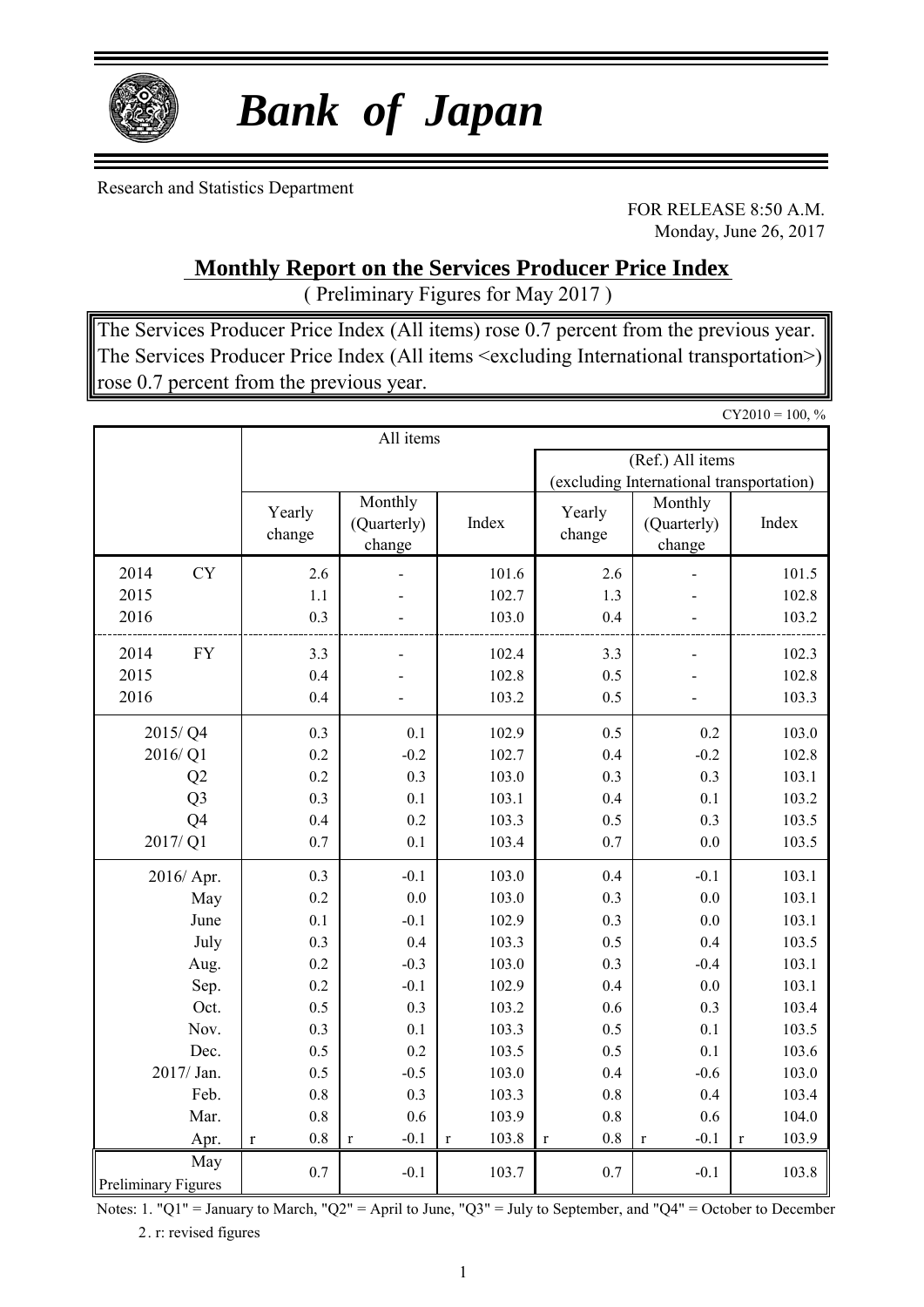# *Bank of Japan*

Research and Statistics Department

FOR RELEASE 8:50 A.M.
Monday, June 26, 2017

## Monthly Report on the Services Producer Price Index

( Preliminary Figures for May 2017 )

The Services Producer Price Index (All items) rose 0.7 percent from the previous year.
The Services Producer Price Index (All items <excluding International transportation>) rose 0.7 percent from the previous year.

CY2010 = 100, %

| | All items | | | | | |
|---|---|---|---|---|---|---|
| | | | | (Ref.) All items (excluding International transportation) | | |
| | Yearly change | Monthly (Quarterly) change | Index | Yearly change | Monthly (Quarterly) change | Index |
| 2014 CY | 2.6 | - | 101.6 | 2.6 | - | 101.5 |
| 2015 | 1.1 | - | 102.7 | 1.3 | - | 102.8 |
| 2016 | 0.3 | - | 103.0 | 0.4 | - | 103.2 |
| 2014 FY | 3.3 | - | 102.4 | 3.3 | - | 102.3 |
| 2015 | 0.4 | - | 102.8 | 0.5 | - | 102.8 |
| 2016 | 0.4 | - | 103.2 | 0.5 | - | 103.3 |
| 2015/ Q4 | 0.3 | 0.1 | 102.9 | 0.5 | 0.2 | 103.0 |
| 2016/ Q1 | 0.2 | -0.2 | 102.7 | 0.4 | -0.2 | 102.8 |
| Q2 | 0.2 | 0.3 | 103.0 | 0.3 | 0.3 | 103.1 |
| Q3 | 0.3 | 0.1 | 103.1 | 0.4 | 0.1 | 103.2 |
| Q4 | 0.4 | 0.2 | 103.3 | 0.5 | 0.3 | 103.5 |
| 2017/ Q1 | 0.7 | 0.1 | 103.4 | 0.7 | 0.0 | 103.5 |
| 2016/ Apr. | 0.3 | -0.1 | 103.0 | 0.4 | -0.1 | 103.1 |
| May | 0.2 | 0.0 | 103.0 | 0.3 | 0.0 | 103.1 |
| June | 0.1 | -0.1 | 102.9 | 0.3 | 0.0 | 103.1 |
| July | 0.3 | 0.4 | 103.3 | 0.5 | 0.4 | 103.5 |
| Aug. | 0.2 | -0.3 | 103.0 | 0.3 | -0.4 | 103.1 |
| Sep. | 0.2 | -0.1 | 102.9 | 0.4 | 0.0 | 103.1 |
| Oct. | 0.5 | 0.3 | 103.2 | 0.6 | 0.3 | 103.4 |
| Nov. | 0.3 | 0.1 | 103.3 | 0.5 | 0.1 | 103.5 |
| Dec. | 0.5 | 0.2 | 103.5 | 0.5 | 0.1 | 103.6 |
| 2017/ Jan. | 0.5 | -0.5 | 103.0 | 0.4 | -0.6 | 103.0 |
| Feb. | 0.8 | 0.3 | 103.3 | 0.8 | 0.4 | 103.4 |
| Mar. | 0.8 | 0.6 | 103.9 | 0.8 | 0.6 | 104.0 |
| Apr. | r 0.8 | r -0.1 | r 103.8 | r 0.8 | r -0.1 | r 103.9 |
| May Preliminary Figures | 0.7 | -0.1 | 103.7 | 0.7 | -0.1 | 103.8 |

Notes: 1. "Q1" = January to March, "Q2" = April to June, "Q3" = July to September, and "Q4" = October to December
2. r: revised figures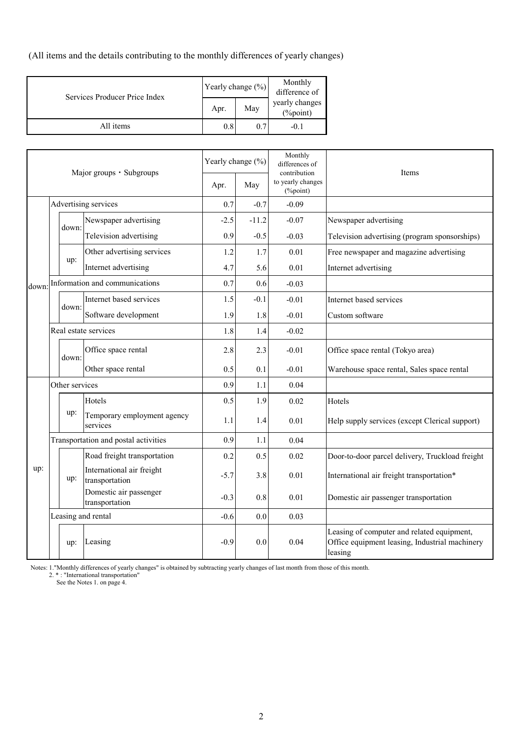(All items and the details contributing to the monthly differences of yearly changes)

| Services Producer Price Index | Yearly change (%) | | Monthly difference of yearly changes (%point) |
|---|---|---|---|
| | Apr. | May | |
| All items | 0.8 | 0.7 | -0.1 |

| | | Major groups・Subgroups | Yearly change (%) | | Monthly differences of contribution to yearly changes (%point) | Items |
|---|---|---|---|---|---|---|
| | | | Apr. | May | | |
| down: | | Advertising services | 0.7 | -0.7 | -0.09 | |
| | down: | Newspaper advertising | -2.5 | -11.2 | -0.07 | Newspaper advertising |
| | | Television advertising | 0.9 | -0.5 | -0.03 | Television advertising (program sponsorships) |
| | up: | Other advertising services | 1.2 | 1.7 | 0.01 | Free newspaper and magazine advertising |
| | | Internet advertising | 4.7 | 5.6 | 0.01 | Internet advertising |
| | | Information and communications | 0.7 | 0.6 | -0.03 | |
| | down: | Internet based services | 1.5 | -0.1 | -0.01 | Internet based services |
| | | Software development | 1.9 | 1.8 | -0.01 | Custom software |
| | | Real estate services | 1.8 | 1.4 | -0.02 | |
| | down: | Office space rental | 2.8 | 2.3 | -0.01 | Office space rental (Tokyo area) |
| | | Other space rental | 0.5 | 0.1 | -0.01 | Warehouse space rental, Sales space rental |
| up: | | Other services | 0.9 | 1.1 | 0.04 | |
| | up: | Hotels | 0.5 | 1.9 | 0.02 | Hotels |
| | | Temporary employment agency services | 1.1 | 1.4 | 0.01 | Help supply services (except Clerical support) |
| | | Transportation and postal activities | 0.9 | 1.1 | 0.04 | |
| | up: | Road freight transportation | 0.2 | 0.5 | 0.02 | Door-to-door parcel delivery, Truckload freight |
| | | International air freight transportation | -5.7 | 3.8 | 0.01 | International air freight transportation* |
| | | Domestic air passenger transportation | -0.3 | 0.8 | 0.01 | Domestic air passenger transportation |
| | | Leasing and rental | -0.6 | 0.0 | 0.03 | |
| | up: | Leasing | -0.9 | 0.0 | 0.04 | Leasing of computer and related equipment, Office equipment leasing, Industrial machinery leasing |

Notes: 1."Monthly differences of yearly changes" is obtained by subtracting yearly changes of last month from those of this month.
2. * : "International transportation"
See the Notes 1. on page 4.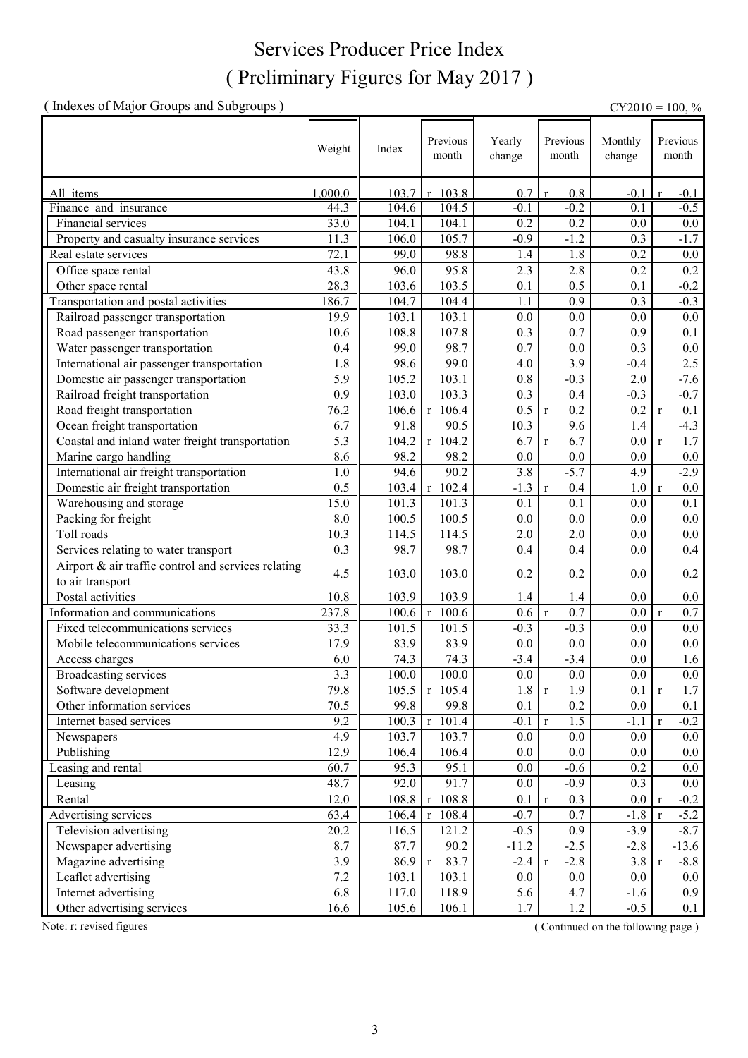# Services Producer Price Index
# ( Preliminary Figures for May 2017 )

( Indexes of Major Groups and Subgroups ) CY2010 = 100, %

| | Weight | Index | Previous month | Yearly change | Previous month | Monthly change | Previous month |
|---|---|---|---|---|---|---|---|
| All items | 1,000.0 | 103.7 | r 103.8 | 0.7 | r 0.8 | -0.1 | r -0.1 |
| Finance and insurance | 44.3 | 104.6 | 104.5 | -0.1 | -0.2 | 0.1 | -0.5 |
| Financial services | 33.0 | 104.1 | 104.1 | 0.2 | 0.2 | 0.0 | 0.0 |
| Property and casualty insurance services | 11.3 | 106.0 | 105.7 | -0.9 | -1.2 | 0.3 | -1.7 |
| Real estate services | 72.1 | 99.0 | 98.8 | 1.4 | 1.8 | 0.2 | 0.0 |
| Office space rental | 43.8 | 96.0 | 95.8 | 2.3 | 2.8 | 0.2 | 0.2 |
| Other space rental | 28.3 | 103.6 | 103.5 | 0.1 | 0.5 | 0.1 | -0.2 |
| Transportation and postal activities | 186.7 | 104.7 | 104.4 | 1.1 | 0.9 | 0.3 | -0.3 |
| Railroad passenger transportation | 19.9 | 103.1 | 103.1 | 0.0 | 0.0 | 0.0 | 0.0 |
| Road passenger transportation | 10.6 | 108.8 | 107.8 | 0.3 | 0.7 | 0.9 | 0.1 |
| Water passenger transportation | 0.4 | 99.0 | 98.7 | 0.7 | 0.0 | 0.3 | 0.0 |
| International air passenger transportation | 1.8 | 98.6 | 99.0 | 4.0 | 3.9 | -0.4 | 2.5 |
| Domestic air passenger transportation | 5.9 | 105.2 | 103.1 | 0.8 | -0.3 | 2.0 | -7.6 |
| Railroad freight transportation | 0.9 | 103.0 | 103.3 | 0.3 | 0.4 | -0.3 | -0.7 |
| Road freight transportation | 76.2 | 106.6 | r 106.4 | 0.5 | r 0.2 | 0.2 | r 0.1 |
| Ocean freight transportation | 6.7 | 91.8 | 90.5 | 10.3 | 9.6 | 1.4 | -4.3 |
| Coastal and inland water freight transportation | 5.3 | 104.2 | r 104.2 | 6.7 | r 6.7 | 0.0 | r 1.7 |
| Marine cargo handling | 8.6 | 98.2 | 98.2 | 0.0 | 0.0 | 0.0 | 0.0 |
| International air freight transportation | 1.0 | 94.6 | 90.2 | 3.8 | -5.7 | 4.9 | -2.9 |
| Domestic air freight transportation | 0.5 | 103.4 | r 102.4 | -1.3 | r 0.4 | 1.0 | r 0.0 |
| Warehousing and storage | 15.0 | 101.3 | 101.3 | 0.1 | 0.1 | 0.0 | 0.1 |
| Packing for freight | 8.0 | 100.5 | 100.5 | 0.0 | 0.0 | 0.0 | 0.0 |
| Toll roads | 10.3 | 114.5 | 114.5 | 2.0 | 2.0 | 0.0 | 0.0 |
| Services relating to water transport | 0.3 | 98.7 | 98.7 | 0.4 | 0.4 | 0.0 | 0.4 |
| Airport & air traffic control and services relating to air transport | 4.5 | 103.0 | 103.0 | 0.2 | 0.2 | 0.0 | 0.2 |
| Postal activities | 10.8 | 103.9 | 103.9 | 1.4 | 1.4 | 0.0 | 0.0 |
| Information and communications | 237.8 | 100.6 | r 100.6 | 0.6 | r 0.7 | 0.0 | r 0.7 |
| Fixed telecommunications services | 33.3 | 101.5 | 101.5 | -0.3 | -0.3 | 0.0 | 0.0 |
| Mobile telecommunications services | 17.9 | 83.9 | 83.9 | 0.0 | 0.0 | 0.0 | 0.0 |
| Access charges | 6.0 | 74.3 | 74.3 | -3.4 | -3.4 | 0.0 | 1.6 |
| Broadcasting services | 3.3 | 100.0 | 100.0 | 0.0 | 0.0 | 0.0 | 0.0 |
| Software development | 79.8 | 105.5 | r 105.4 | 1.8 | r 1.9 | 0.1 | r 1.7 |
| Other information services | 70.5 | 99.8 | 99.8 | 0.1 | 0.2 | 0.0 | 0.1 |
| Internet based services | 9.2 | 100.3 | r 101.4 | -0.1 | r 1.5 | -1.1 | r -0.2 |
| Newspapers | 4.9 | 103.7 | 103.7 | 0.0 | 0.0 | 0.0 | 0.0 |
| Publishing | 12.9 | 106.4 | 106.4 | 0.0 | 0.0 | 0.0 | 0.0 |
| Leasing and rental | 60.7 | 95.3 | 95.1 | 0.0 | -0.6 | 0.2 | 0.0 |
| Leasing | 48.7 | 92.0 | 91.7 | 0.0 | -0.9 | 0.3 | 0.0 |
| Rental | 12.0 | 108.8 | r 108.8 | 0.1 | r 0.3 | 0.0 | r -0.2 |
| Advertising services | 63.4 | 106.4 | r 108.4 | -0.7 | 0.7 | -1.8 | r -5.2 |
| Television advertising | 20.2 | 116.5 | 121.2 | -0.5 | 0.9 | -3.9 | -8.7 |
| Newspaper advertising | 8.7 | 87.7 | 90.2 | -11.2 | -2.5 | -2.8 | -13.6 |
| Magazine advertising | 3.9 | 86.9 | r 83.7 | -2.4 | r -2.8 | 3.8 | r -8.8 |
| Leaflet advertising | 7.2 | 103.1 | 103.1 | 0.0 | 0.0 | 0.0 | 0.0 |
| Internet advertising | 6.8 | 117.0 | 118.9 | 5.6 | 4.7 | -1.6 | 0.9 |
| Other advertising services | 16.6 | 105.6 | 106.1 | 1.7 | 1.2 | -0.5 | 0.1 |

Note: r: revised figures

( Continued on the following page )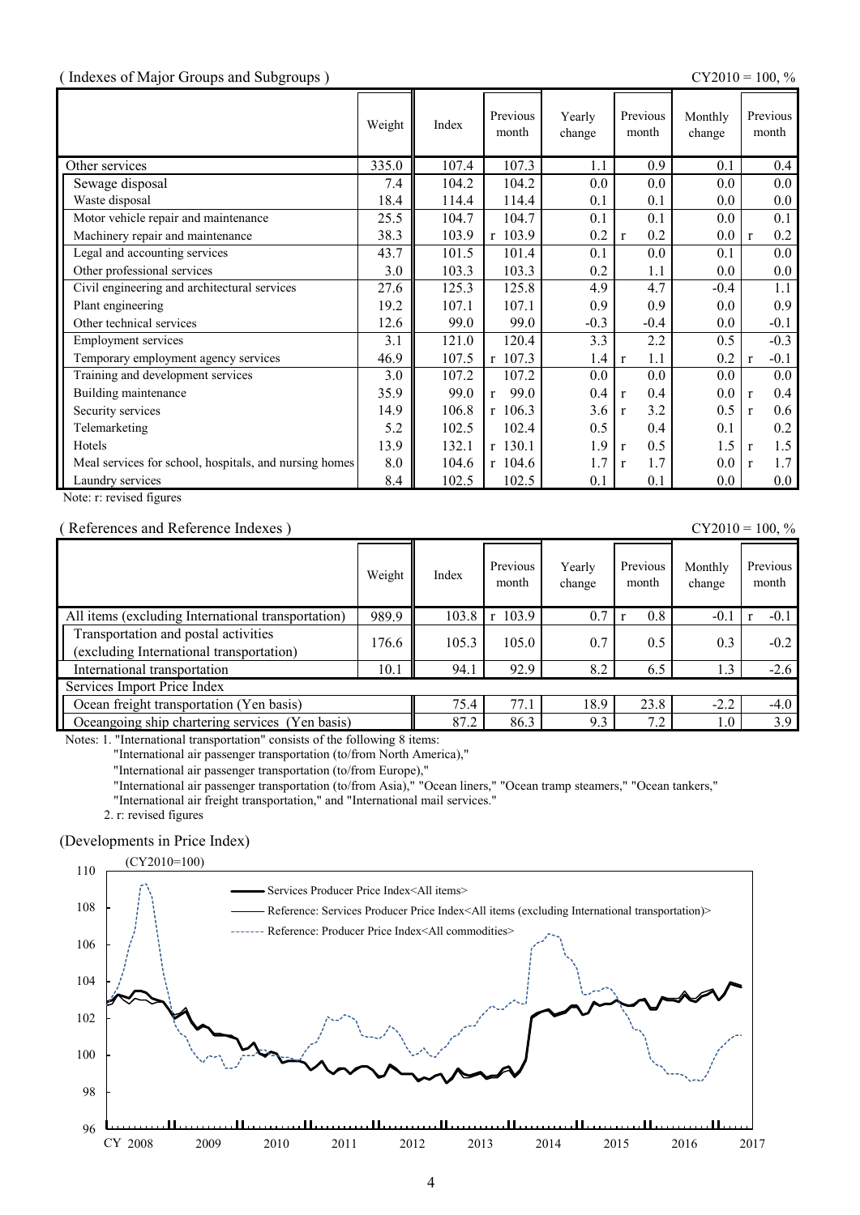( Indexes of Major Groups and Subgroups )

CY2010 = 100, %

| | Weight | Index | Previous month | Yearly change | Previous month | Monthly change | Previous month |
|---|---|---|---|---|---|---|---|
| Other services | 335.0 | 107.4 | 107.3 | 1.1 | 0.9 | 0.1 | 0.4 |
| Sewage disposal | 7.4 | 104.2 | 104.2 | 0.0 | 0.0 | 0.0 | 0.0 |
| Waste disposal | 18.4 | 114.4 | 114.4 | 0.1 | 0.1 | 0.0 | 0.0 |
| Motor vehicle repair and maintenance | 25.5 | 104.7 | 104.7 | 0.1 | 0.1 | 0.0 | 0.1 |
| Machinery repair and maintenance | 38.3 | 103.9 | r 103.9 | 0.2 | r 0.2 | 0.0 | r 0.2 |
| Legal and accounting services | 43.7 | 101.5 | 101.4 | 0.1 | 0.0 | 0.1 | 0.0 |
| Other professional services | 3.0 | 103.3 | 103.3 | 0.2 | 1.1 | 0.0 | 0.0 |
| Civil engineering and architectural services | 27.6 | 125.3 | 125.8 | 4.9 | 4.7 | -0.4 | 1.1 |
| Plant engineering | 19.2 | 107.1 | 107.1 | 0.9 | 0.9 | 0.0 | 0.9 |
| Other technical services | 12.6 | 99.0 | 99.0 | -0.3 | -0.4 | 0.0 | -0.1 |
| Employment services | 3.1 | 121.0 | 120.4 | 3.3 | 2.2 | 0.5 | -0.3 |
| Temporary employment agency services | 46.9 | 107.5 | r 107.3 | 1.4 | r 1.1 | 0.2 | r -0.1 |
| Training and development services | 3.0 | 107.2 | 107.2 | 0.0 | 0.0 | 0.0 | 0.0 |
| Building maintenance | 35.9 | 99.0 | r 99.0 | 0.4 | r 0.4 | 0.0 | r 0.4 |
| Security services | 14.9 | 106.8 | r 106.3 | 3.6 | r 3.2 | 0.5 | r 0.6 |
| Telemarketing | 5.2 | 102.5 | 102.4 | 0.5 | 0.4 | 0.1 | 0.2 |
| Hotels | 13.9 | 132.1 | r 130.1 | 1.9 | r 0.5 | 1.5 | r 1.5 |
| Meal services for school, hospitals, and nursing homes | 8.0 | 104.6 | r 104.6 | 1.7 | r 1.7 | 0.0 | r 1.7 |
| Laundry services | 8.4 | 102.5 | 102.5 | 0.1 | 0.1 | 0.0 | 0.0 |

Note: r: revised figures

( References and Reference Indexes )

CY2010 = 100, %

| | Weight | Index | Previous month | Yearly change | Previous month | Monthly change | Previous month |
|---|---|---|---|---|---|---|---|
| All items (excluding International transportation) | 989.9 | 103.8 | r 103.9 | 0.7 | r 0.8 | -0.1 | r -0.1 |
| Transportation and postal activities (excluding International transportation) | 176.6 | 105.3 | 105.0 | 0.7 | 0.5 | 0.3 | -0.2 |
| International transportation | 10.1 | 94.1 | 92.9 | 8.2 | 6.5 | 1.3 | -2.6 |
| Services Import Price Index | | | | | | | |
| Ocean freight transportation (Yen basis) | | 75.4 | 77.1 | 18.9 | 23.8 | -2.2 | -4.0 |
| Oceangoing ship chartering services (Yen basis) | | 87.2 | 86.3 | 9.3 | 7.2 | 1.0 | 3.9 |

Notes: 1. "International transportation" consists of the following 8 items:
"International air passenger transportation (to/from North America),"
"International air passenger transportation (to/from Europe),"
"International air passenger transportation (to/from Asia)," "Ocean liners," "Ocean tramp steamers," "Ocean tankers,"
"International air freight transportation," and "International mail services."
2. r: revised figures

(Developments in Price Index)

(CY2010=100)

— Services Producer Price Index<All items>
— Reference: Services Producer Price Index<All items (excluding International transportation)>
------ Reference: Producer Price Index<All commodities>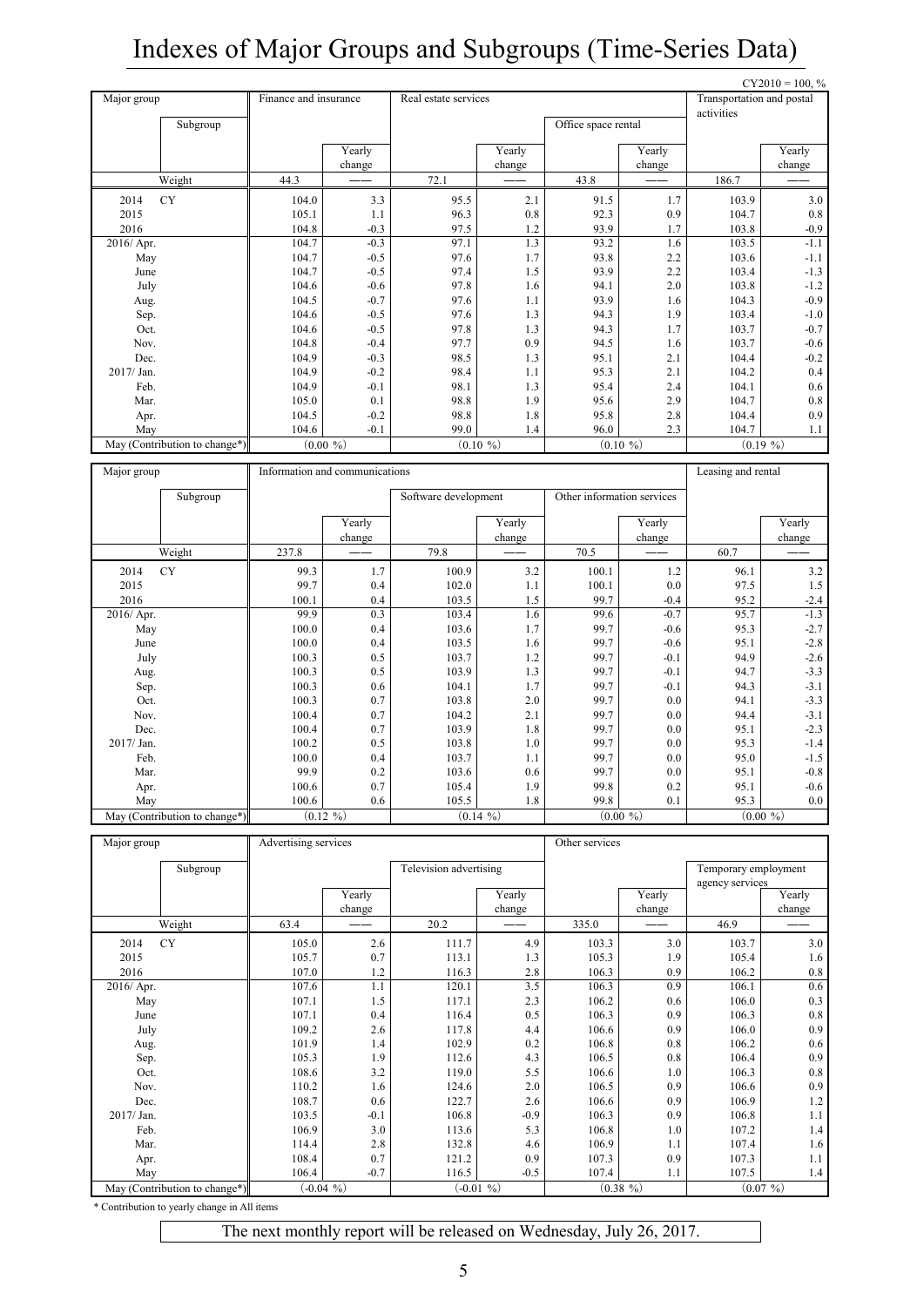# Indexes of Major Groups and Subgroups (Time-Series Data)

CY2010 = 100, %

| Major group | | Finance and insurance | | Real estate services | | | | Transportation and postal activities | |
|---|---|---|---|---|---|---|---|---|---|
| | Subgroup | | | | | Office space rental | | | |
| | | | Yearly change | | Yearly change | | Yearly change | | Yearly change |
| Weight | | 44.3 | —— | 72.1 | —— | 43.8 | —— | 186.7 | —— |
| 2014 | CY | 104.0 | 3.3 | 95.5 | 2.1 | 91.5 | 1.7 | 103.9 | 3.0 |
| 2015 | | 105.1 | 1.1 | 96.3 | 0.8 | 92.3 | 0.9 | 104.7 | 0.8 |
| 2016 | | 104.8 | -0.3 | 97.5 | 1.2 | 93.9 | 1.7 | 103.8 | -0.9 |
| 2016/ Apr. | | 104.7 | -0.3 | 97.1 | 1.3 | 93.2 | 1.6 | 103.5 | -1.1 |
| May | | 104.7 | -0.5 | 97.6 | 1.7 | 93.8 | 2.2 | 103.6 | -1.1 |
| June | | 104.7 | -0.5 | 97.4 | 1.5 | 93.9 | 2.2 | 103.4 | -1.3 |
| July | | 104.6 | -0.6 | 97.8 | 1.6 | 94.1 | 2.0 | 103.8 | -1.2 |
| Aug. | | 104.5 | -0.7 | 97.6 | 1.1 | 93.9 | 1.6 | 104.3 | -0.9 |
| Sep. | | 104.6 | -0.5 | 97.6 | 1.3 | 94.3 | 1.9 | 103.4 | -1.0 |
| Oct. | | 104.6 | -0.5 | 97.8 | 1.3 | 94.3 | 1.7 | 103.7 | -0.7 |
| Nov. | | 104.8 | -0.4 | 97.7 | 0.9 | 94.5 | 1.6 | 103.7 | -0.6 |
| Dec. | | 104.9 | -0.3 | 98.5 | 1.3 | 95.1 | 2.1 | 104.4 | -0.2 |
| 2017/ Jan. | | 104.9 | -0.2 | 98.4 | 1.1 | 95.3 | 2.1 | 104.2 | 0.4 |
| Feb. | | 104.9 | -0.1 | 98.1 | 1.3 | 95.4 | 2.4 | 104.1 | 0.6 |
| Mar. | | 105.0 | 0.1 | 98.8 | 1.9 | 95.6 | 2.9 | 104.7 | 0.8 |
| Apr. | | 104.5 | -0.2 | 98.8 | 1.8 | 95.8 | 2.8 | 104.4 | 0.9 |
| May | | 104.6 | -0.1 | 99.0 | 1.4 | 96.0 | 2.3 | 104.7 | 1.1 |
| May (Contribution to change*) | | (0.00 %) | | (0.10 %) | | (0.10 %) | | (0.19 %) | |

| Major group | | Information and communications | | | | | | Leasing and rental | |
|---|---|---|---|---|---|---|---|---|---|
| | Subgroup | | | Software development | | Other information services | | | |
| | | | Yearly change | | Yearly change | | Yearly change | | Yearly change |
| Weight | | 237.8 | —— | 79.8 | —— | 70.5 | —— | 60.7 | —— |
| 2014 | CY | 99.3 | 1.7 | 100.9 | 3.2 | 100.1 | 1.2 | 96.1 | 3.2 |
| 2015 | | 99.7 | 0.4 | 102.0 | 1.1 | 100.1 | 0.0 | 97.5 | 1.5 |
| 2016 | | 100.1 | 0.4 | 103.5 | 1.5 | 99.7 | -0.4 | 95.2 | -2.4 |
| 2016/ Apr. | | 99.9 | 0.3 | 103.4 | 1.6 | 99.6 | -0.7 | 95.7 | -1.3 |
| May | | 100.0 | 0.4 | 103.6 | 1.7 | 99.7 | -0.6 | 95.3 | -2.7 |
| June | | 100.0 | 0.4 | 103.5 | 1.6 | 99.7 | -0.6 | 95.1 | -2.8 |
| July | | 100.3 | 0.5 | 103.7 | 1.2 | 99.7 | -0.1 | 94.9 | -2.6 |
| Aug. | | 100.3 | 0.5 | 103.9 | 1.3 | 99.7 | -0.1 | 94.7 | -3.3 |
| Sep. | | 100.3 | 0.6 | 104.1 | 1.7 | 99.7 | -0.1 | 94.3 | -3.1 |
| Oct. | | 100.3 | 0.7 | 103.8 | 2.0 | 99.7 | 0.0 | 94.1 | -3.3 |
| Nov. | | 100.4 | 0.7 | 104.2 | 2.1 | 99.7 | 0.0 | 94.4 | -3.1 |
| Dec. | | 100.4 | 0.7 | 103.9 | 1.8 | 99.7 | 0.0 | 95.1 | -2.3 |
| 2017/ Jan. | | 100.2 | 0.5 | 103.8 | 1.0 | 99.7 | 0.0 | 95.3 | -1.4 |
| Feb. | | 100.0 | 0.4 | 103.7 | 1.1 | 99.7 | 0.0 | 95.0 | -1.5 |
| Mar. | | 99.9 | 0.2 | 103.6 | 0.6 | 99.7 | 0.0 | 95.1 | -0.8 |
| Apr. | | 100.6 | 0.7 | 105.4 | 1.9 | 99.8 | 0.2 | 95.1 | -0.6 |
| May | | 100.6 | 0.6 | 105.5 | 1.8 | 99.8 | 0.1 | 95.3 | 0.0 |
| May (Contribution to change*) | | (0.12 %) | | (0.14 %) | | (0.00 %) | | (0.00 %) | |

| Major group | | Advertising services | | | | Other services | | | |
|---|---|---|---|---|---|---|---|---|---|
| | Subgroup | | | Television advertising | | | | Temporary employment agency services | |
| | | | Yearly change | | Yearly change | | Yearly change | | Yearly change |
| Weight | | 63.4 | —— | 20.2 | —— | 335.0 | —— | 46.9 | —— |
| 2014 | CY | 105.0 | 2.6 | 111.7 | 4.9 | 103.3 | 3.0 | 103.7 | 3.0 |
| 2015 | | 105.7 | 0.7 | 113.1 | 1.3 | 105.3 | 1.9 | 105.4 | 1.6 |
| 2016 | | 107.0 | 1.2 | 116.3 | 2.8 | 106.3 | 0.9 | 106.2 | 0.8 |
| 2016/ Apr. | | 107.6 | 1.1 | 120.1 | 3.5 | 106.3 | 0.9 | 106.1 | 0.6 |
| May | | 107.1 | 1.5 | 117.1 | 2.3 | 106.2 | 0.6 | 106.0 | 0.3 |
| June | | 107.1 | 0.4 | 116.4 | 0.5 | 106.3 | 0.9 | 106.3 | 0.8 |
| July | | 109.2 | 2.6 | 117.8 | 4.4 | 106.6 | 0.9 | 106.0 | 0.9 |
| Aug. | | 101.9 | 1.4 | 102.9 | 0.2 | 106.8 | 0.8 | 106.2 | 0.6 |
| Sep. | | 105.3 | 1.9 | 112.6 | 4.3 | 106.5 | 0.8 | 106.4 | 0.9 |
| Oct. | | 108.6 | 3.2 | 119.0 | 5.5 | 106.6 | 1.0 | 106.3 | 0.8 |
| Nov. | | 110.2 | 1.6 | 124.6 | 2.0 | 106.5 | 0.9 | 106.6 | 0.9 |
| Dec. | | 108.7 | 0.6 | 122.7 | 2.6 | 106.6 | 0.9 | 106.9 | 1.2 |
| 2017/ Jan. | | 103.5 | -0.1 | 106.8 | -0.9 | 106.3 | 0.9 | 106.8 | 1.1 |
| Feb. | | 106.9 | 3.0 | 113.6 | 5.3 | 106.8 | 1.0 | 107.2 | 1.4 |
| Mar. | | 114.4 | 2.8 | 132.8 | 4.6 | 106.9 | 1.1 | 107.4 | 1.6 |
| Apr. | | 108.4 | 0.7 | 121.2 | 0.9 | 107.3 | 0.9 | 107.3 | 1.1 |
| May | | 106.4 | -0.7 | 116.5 | -0.5 | 107.4 | 1.1 | 107.5 | 1.4 |
| May (Contribution to change*) | | (-0.04 %) | | (-0.01 %) | | (0.38 %) | | (0.07 %) | |

* Contribution to yearly change in All items

The next monthly report will be released on Wednesday, July 26, 2017.